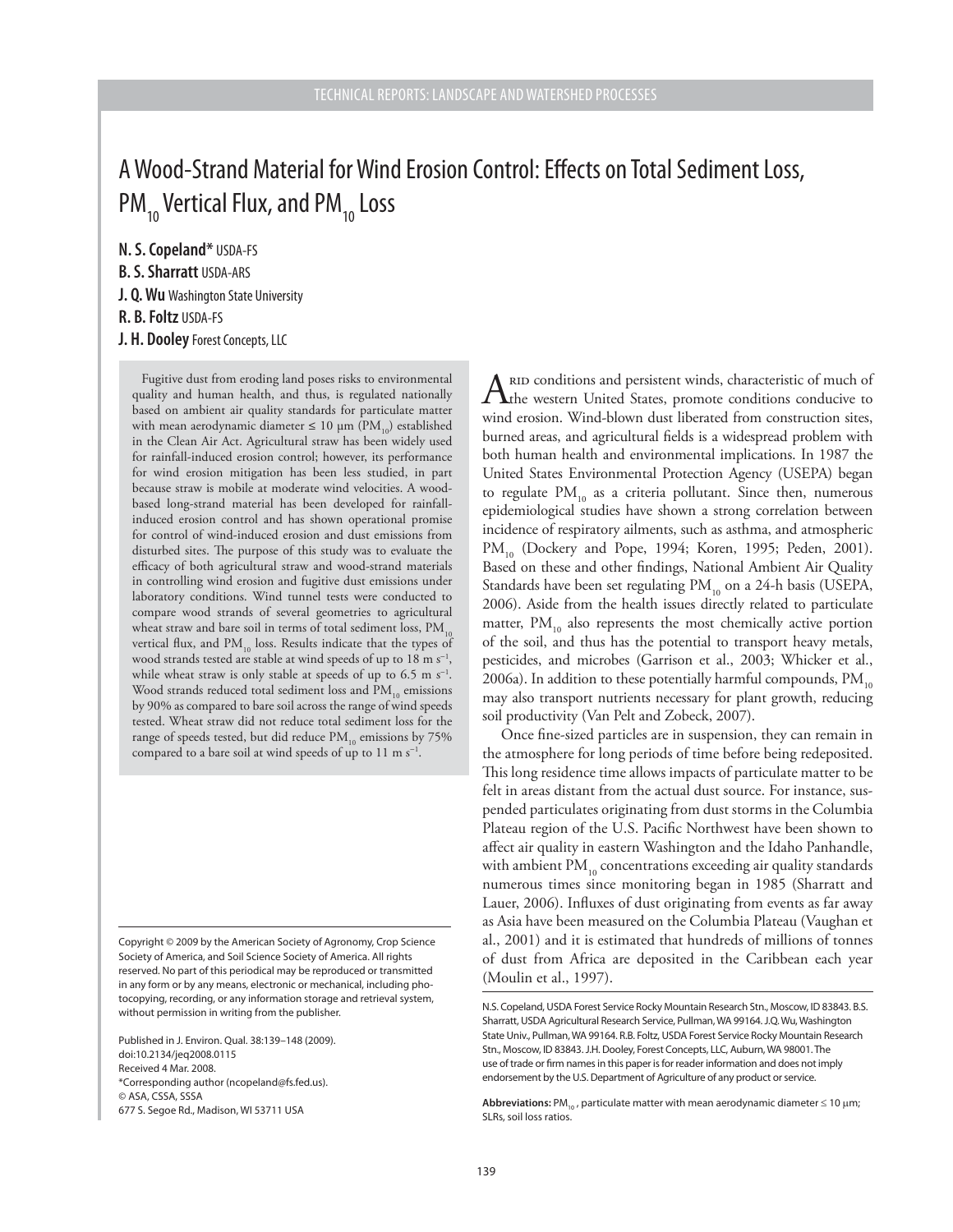# A Wood-Strand Material for Wind Erosion Control: Effects on Total Sediment Loss, $PM_{10}$ Vertical Flux, and $PM_{10}$ Loss

**N. S. Copeland*** USDA-FS
**B. S. Sharratt** USDA-ARS
**J. Q. Wu** Washington State University
**R. B. Foltz** USDA-FS
**J. H. Dooley** Forest Concepts, LLC

Fugitive dust from eroding land poses risks to environmental quality and human health, and thus, is regulated nationally based on ambient air quality standards for particulate matter with mean aerodynamic diameter ≤ 10 μm ($PM_{10}$) established in the Clean Air Act. Agricultural straw has been widely used for rainfall-induced erosion control; however, its performance for wind erosion mitigation has been less studied, in part because straw is mobile at moderate wind velocities. A wood-based long-strand material has been developed for rainfall-induced erosion control and has shown operational promise for control of wind-induced erosion and dust emissions from disturbed sites. The purpose of this study was to evaluate the efficacy of both agricultural straw and wood-strand materials in controlling wind erosion and fugitive dust emissions under laboratory conditions. Wind tunnel tests were conducted to compare wood strands of several geometries to agricultural wheat straw and bare soil in terms of total sediment loss, $PM_{10}$ vertical flux, and $PM_{10}$ loss. Results indicate that the types of wood strands tested are stable at wind speeds of up to 18 m $s^{-1}$, while wheat straw is only stable at speeds of up to 6.5 m $s^{-1}$. Wood strands reduced total sediment loss and $PM_{10}$ emissions by 90% as compared to bare soil across the range of wind speeds tested. Wheat straw did not reduce total sediment loss for the range of speeds tested, but did reduce $PM_{10}$ emissions by 75% compared to a bare soil at wind speeds of up to 11 m $s^{-1}$.

Copyright © 2009 by the American Society of Agronomy, Crop Science Society of America, and Soil Science Society of America. All rights reserved. No part of this periodical may be reproduced or transmitted in any form or by any means, electronic or mechanical, including photocopying, recording, or any information storage and retrieval system, without permission in writing from the publisher.

Published in J. Environ. Qual. 38:139–148 (2009).
doi:10.2134/jeq2008.0115
Received 4 Mar. 2008.
*Corresponding author (ncopeland@fs.fed.us).
© ASA, CSSA, SSSA
677 S. Segoe Rd., Madison, WI 53711 USA

Arid conditions and persistent winds, characteristic of much of the western United States, promote conditions conducive to wind erosion. Wind-blown dust liberated from construction sites, burned areas, and agricultural fields is a widespread problem with both human health and environmental implications. In 1987 the United States Environmental Protection Agency (USEPA) began to regulate $PM_{10}$ as a criteria pollutant. Since then, numerous epidemiological studies have shown a strong correlation between incidence of respiratory ailments, such as asthma, and atmospheric $PM_{10}$ (Dockery and Pope, 1994; Koren, 1995; Peden, 2001). Based on these and other findings, National Ambient Air Quality Standards have been set regulating $PM_{10}$ on a 24-h basis (USEPA, 2006). Aside from the health issues directly related to particulate matter, $PM_{10}$ also represents the most chemically active portion of the soil, and thus has the potential to transport heavy metals, pesticides, and microbes (Garrison et al., 2003; Whicker et al., 2006a). In addition to these potentially harmful compounds, $PM_{10}$ may also transport nutrients necessary for plant growth, reducing soil productivity (Van Pelt and Zobeck, 2007).

Once fine-sized particles are in suspension, they can remain in the atmosphere for long periods of time before being redeposited. This long residence time allows impacts of particulate matter to be felt in areas distant from the actual dust source. For instance, suspended particulates originating from dust storms in the Columbia Plateau region of the U.S. Pacific Northwest have been shown to affect air quality in eastern Washington and the Idaho Panhandle, with ambient $PM_{10}$ concentrations exceeding air quality standards numerous times since monitoring began in 1985 (Sharratt and Lauer, 2006). Influxes of dust originating from events as far away as Asia have been measured on the Columbia Plateau (Vaughan et al., 2001) and it is estimated that hundreds of millions of tonnes of dust from Africa are deposited in the Caribbean each year (Moulin et al., 1997).

N.S. Copeland, USDA Forest Service Rocky Mountain Research Stn., Moscow, ID 83843. B.S. Sharratt, USDA Agricultural Research Service, Pullman, WA 99164. J.Q. Wu, Washington State Univ., Pullman, WA 99164. R.B. Foltz, USDA Forest Service Rocky Mountain Research Stn., Moscow, ID 83843. J.H. Dooley, Forest Concepts, LLC, Auburn, WA 98001. The use of trade or firm names in this paper is for reader information and does not imply endorsement by the U.S. Department of Agriculture of any product or service.

**Abbreviations:** $PM_{10}$, particulate matter with mean aerodynamic diameter ≤ 10 μm; SLRs, soil loss ratios.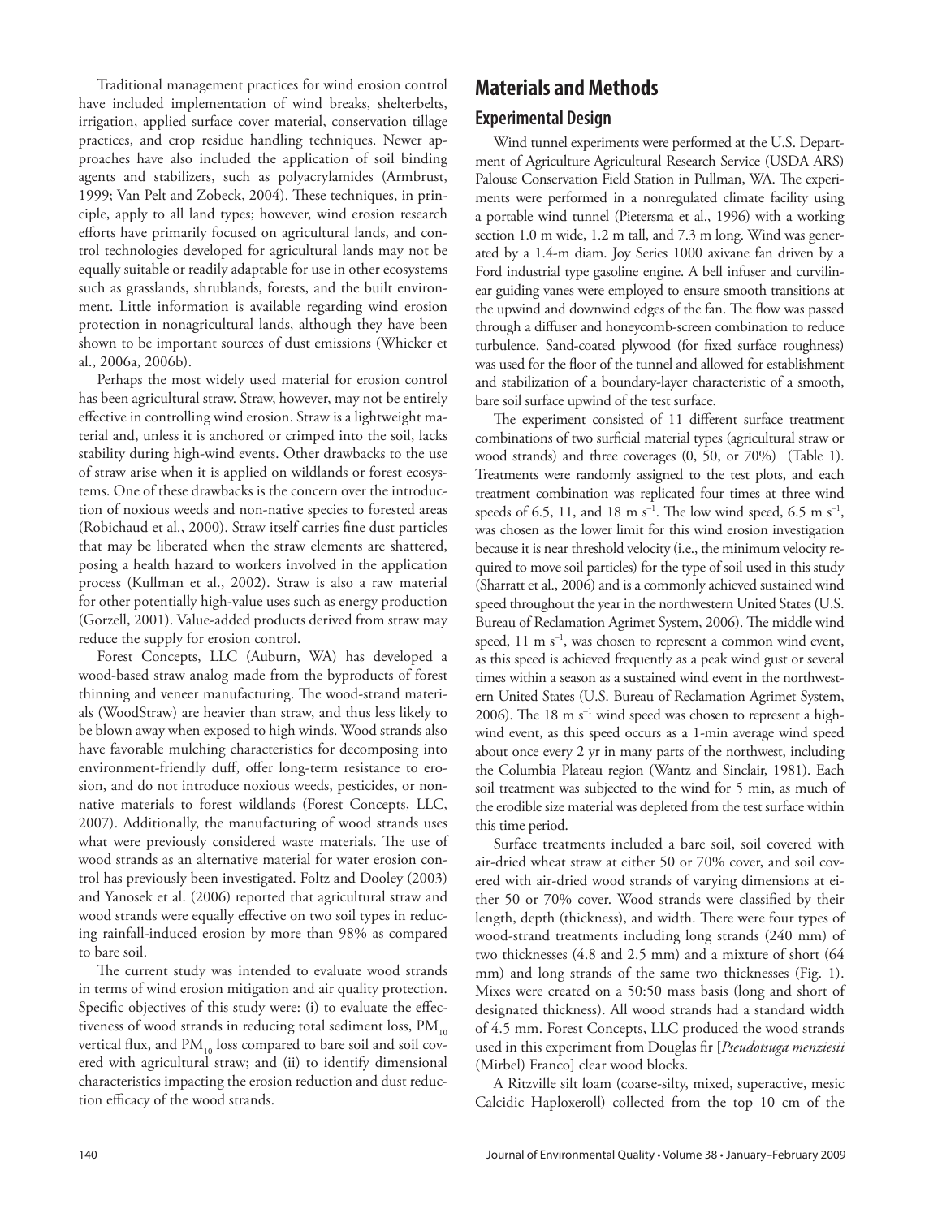Traditional management practices for wind erosion control have included implementation of wind breaks, shelterbelts, irrigation, applied surface cover material, conservation tillage practices, and crop residue handling techniques. Newer approaches have also included the application of soil binding agents and stabilizers, such as polyacrylamides (Armbrust, 1999; Van Pelt and Zobeck, 2004). These techniques, in principle, apply to all land types; however, wind erosion research efforts have primarily focused on agricultural lands, and control technologies developed for agricultural lands may not be equally suitable or readily adaptable for use in other ecosystems such as grasslands, shrublands, forests, and the built environment. Little information is available regarding wind erosion protection in nonagricultural lands, although they have been shown to be important sources of dust emissions (Whicker et al., 2006a, 2006b).

Perhaps the most widely used material for erosion control has been agricultural straw. Straw, however, may not be entirely effective in controlling wind erosion. Straw is a lightweight material and, unless it is anchored or crimped into the soil, lacks stability during high-wind events. Other drawbacks to the use of straw arise when it is applied on wildlands or forest ecosystems. One of these drawbacks is the concern over the introduction of noxious weeds and non-native species to forested areas (Robichaud et al., 2000). Straw itself carries fine dust particles that may be liberated when the straw elements are shattered, posing a health hazard to workers involved in the application process (Kullman et al., 2002). Straw is also a raw material for other potentially high-value uses such as energy production (Gorzell, 2001). Value-added products derived from straw may reduce the supply for erosion control.

Forest Concepts, LLC (Auburn, WA) has developed a wood-based straw analog made from the byproducts of forest thinning and veneer manufacturing. The wood-strand materials (WoodStraw) are heavier than straw, and thus less likely to be blown away when exposed to high winds. Wood strands also have favorable mulching characteristics for decomposing into environment-friendly duff, offer long-term resistance to erosion, and do not introduce noxious weeds, pesticides, or non-native materials to forest wildlands (Forest Concepts, LLC, 2007). Additionally, the manufacturing of wood strands uses what were previously considered waste materials. The use of wood strands as an alternative material for water erosion control has previously been investigated. Foltz and Dooley (2003) and Yanosek et al. (2006) reported that agricultural straw and wood strands were equally effective on two soil types in reducing rainfall-induced erosion by more than 98% as compared to bare soil.

The current study was intended to evaluate wood strands in terms of wind erosion mitigation and air quality protection. Specific objectives of this study were: (i) to evaluate the effectiveness of wood strands in reducing total sediment loss, $PM_{10}$ vertical flux, and $PM_{10}$ loss compared to bare soil and soil covered with agricultural straw; and (ii) to identify dimensional characteristics impacting the erosion reduction and dust reduction efficacy of the wood strands.

## Materials and Methods

### Experimental Design

Wind tunnel experiments were performed at the U.S. Department of Agriculture Agricultural Research Service (USDA ARS) Palouse Conservation Field Station in Pullman, WA. The experiments were performed in a nonregulated climate facility using a portable wind tunnel (Pietersma et al., 1996) with a working section 1.0 m wide, 1.2 m tall, and 7.3 m long. Wind was generated by a 1.4-m diam. Joy Series 1000 axivane fan driven by a Ford industrial type gasoline engine. A bell infuser and curvilinear guiding vanes were employed to ensure smooth transitions at the upwind and downwind edges of the fan. The flow was passed through a diffuser and honeycomb-screen combination to reduce turbulence. Sand-coated plywood (for fixed surface roughness) was used for the floor of the tunnel and allowed for establishment and stabilization of a boundary-layer characteristic of a smooth, bare soil surface upwind of the test surface.

The experiment consisted of 11 different surface treatment combinations of two surficial material types (agricultural straw or wood strands) and three coverages (0, 50, or 70%) (Table 1). Treatments were randomly assigned to the test plots, and each treatment combination was replicated four times at three wind speeds of 6.5, 11, and 18 m $s^{-1}$. The low wind speed, 6.5 m $s^{-1}$, was chosen as the lower limit for this wind erosion investigation because it is near threshold velocity (i.e., the minimum velocity required to move soil particles) for the type of soil used in this study (Sharratt et al., 2006) and is a commonly achieved sustained wind speed throughout the year in the northwestern United States (U.S. Bureau of Reclamation Agrimet System, 2006). The middle wind speed, 11 m $s^{-1}$, was chosen to represent a common wind event, as this speed is achieved frequently as a peak wind gust or several times within a season as a sustained wind event in the northwestern United States (U.S. Bureau of Reclamation Agrimet System, 2006). The 18 m $s^{-1}$ wind speed was chosen to represent a high-wind event, as this speed occurs as a 1-min average wind speed about once every 2 yr in many parts of the northwest, including the Columbia Plateau region (Wantz and Sinclair, 1981). Each soil treatment was subjected to the wind for 5 min, as much of the erodible size material was depleted from the test surface within this time period.

Surface treatments included a bare soil, soil covered with air-dried wheat straw at either 50 or 70% cover, and soil covered with air-dried wood strands of varying dimensions at either 50 or 70% cover. Wood strands were classified by their length, depth (thickness), and width. There were four types of wood-strand treatments including long strands (240 mm) of two thicknesses (4.8 and 2.5 mm) and a mixture of short (64 mm) and long strands of the same two thicknesses (Fig. 1). Mixes were created on a 50:50 mass basis (long and short of designated thickness). All wood strands had a standard width of 4.5 mm. Forest Concepts, LLC produced the wood strands used in this experiment from Douglas fir [*Pseudotsuga menziesii* (Mirbel) Franco] clear wood blocks.

A Ritzville silt loam (coarse-silty, mixed, superactive, mesic Calcidic Haploxeroll) collected from the top 10 cm of the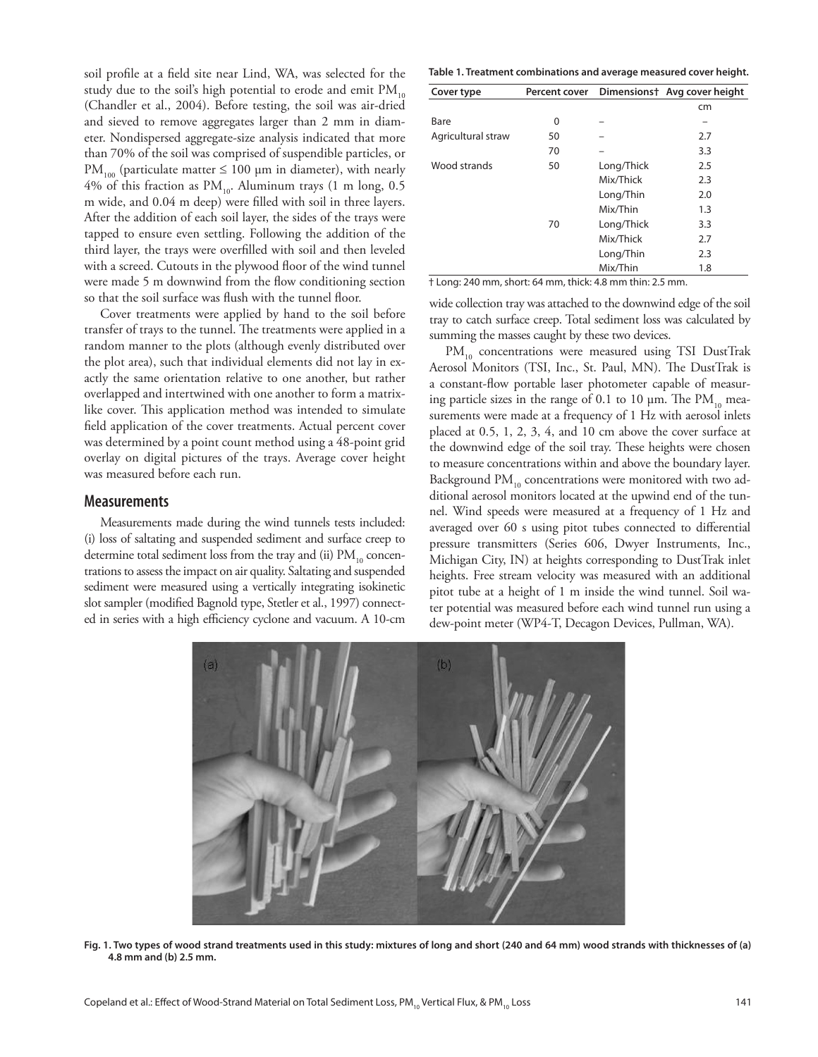soil profile at a field site near Lind, WA, was selected for the study due to the soil's high potential to erode and emit $PM_{10}$ (Chandler et al., 2004). Before testing, the soil was air-dried and sieved to remove aggregates larger than 2 mm in diameter. Nondispersed aggregate-size analysis indicated that more than 70% of the soil was comprised of suspendible particles, or $PM_{100}$ (particulate matter ≤ 100 μm in diameter), with nearly 4% of this fraction as $PM_{10}$. Aluminum trays (1 m long, 0.5 m wide, and 0.04 m deep) were filled with soil in three layers. After the addition of each soil layer, the sides of the trays were tapped to ensure even settling. Following the addition of the third layer, the trays were overfilled with soil and then leveled with a screed. Cutouts in the plywood floor of the wind tunnel were made 5 m downwind from the flow conditioning section so that the soil surface was flush with the tunnel floor.

Cover treatments were applied by hand to the soil before transfer of trays to the tunnel. The treatments were applied in a random manner to the plots (although evenly distributed over the plot area), such that individual elements did not lay in exactly the same orientation relative to one another, but rather overlapped and intertwined with one another to form a matrix-like cover. This application method was intended to simulate field application of the cover treatments. Actual percent cover was determined by a point count method using a 48-point grid overlay on digital pictures of the trays. Average cover height was measured before each run.

## Measurements

Measurements made during the wind tunnels tests included: (i) loss of saltating and suspended sediment and surface creep to determine total sediment loss from the tray and (ii) $PM_{10}$ concentrations to assess the impact on air quality. Saltating and suspended sediment were measured using a vertically integrating isokinetic slot sampler (modified Bagnold type, Stetler et al., 1997) connected in series with a high efficiency cyclone and vacuum. A 10-cm wide collection tray was attached to the downwind edge of the soil tray to catch surface creep. Total sediment loss was calculated by summing the masses caught by these two devices.

$PM_{10}$ concentrations were measured using TSI DustTrak Aerosol Monitors (TSI, Inc., St. Paul, MN). The DustTrak is a constant-flow portable laser photometer capable of measuring particle sizes in the range of 0.1 to 10 μm. The $PM_{10}$ measurements were made at a frequency of 1 Hz with aerosol inlets placed at 0.5, 1, 2, 3, 4, and 10 cm above the cover surface at the downwind edge of the soil tray. These heights were chosen to measure concentrations within and above the boundary layer. Background $PM_{10}$ concentrations were monitored with two additional aerosol monitors located at the upwind end of the tunnel. Wind speeds were measured at a frequency of 1 Hz and averaged over 60 s using pitot tubes connected to differential pressure transmitters (Series 606, Dwyer Instruments, Inc., Michigan City, IN) at heights corresponding to DustTrak inlet heights. Free stream velocity was measured with an additional pitot tube at a height of 1 m inside the wind tunnel. Soil water potential was measured before each wind tunnel run using a dew-point meter (WP4-T, Decagon Devices, Pullman, WA).

**Table 1. Treatment combinations and average measured cover height.**

| Cover type | Percent cover | Dimensions† | Avg cover height |
|---|---|---|---|
| | | | cm |
| Bare | 0 | – | – |
| Agricultural straw | 50 | – | 2.7 |
| | 70 | – | 3.3 |
| Wood strands | 50 | Long/Thick | 2.5 |
| | | Mix/Thick | 2.3 |
| | | Long/Thin | 2.0 |
| | | Mix/Thin | 1.3 |
| | 70 | Long/Thick | 3.3 |
| | | Mix/Thick | 2.7 |
| | | Long/Thin | 2.3 |
| | | Mix/Thin | 1.8 |

† Long: 240 mm, short: 64 mm, thick: 4.8 mm thin: 2.5 mm.

**Fig. 1. Two types of wood strand treatments used in this study: mixtures of long and short (240 and 64 mm) wood strands with thicknesses of (a) 4.8 mm and (b) 2.5 mm.**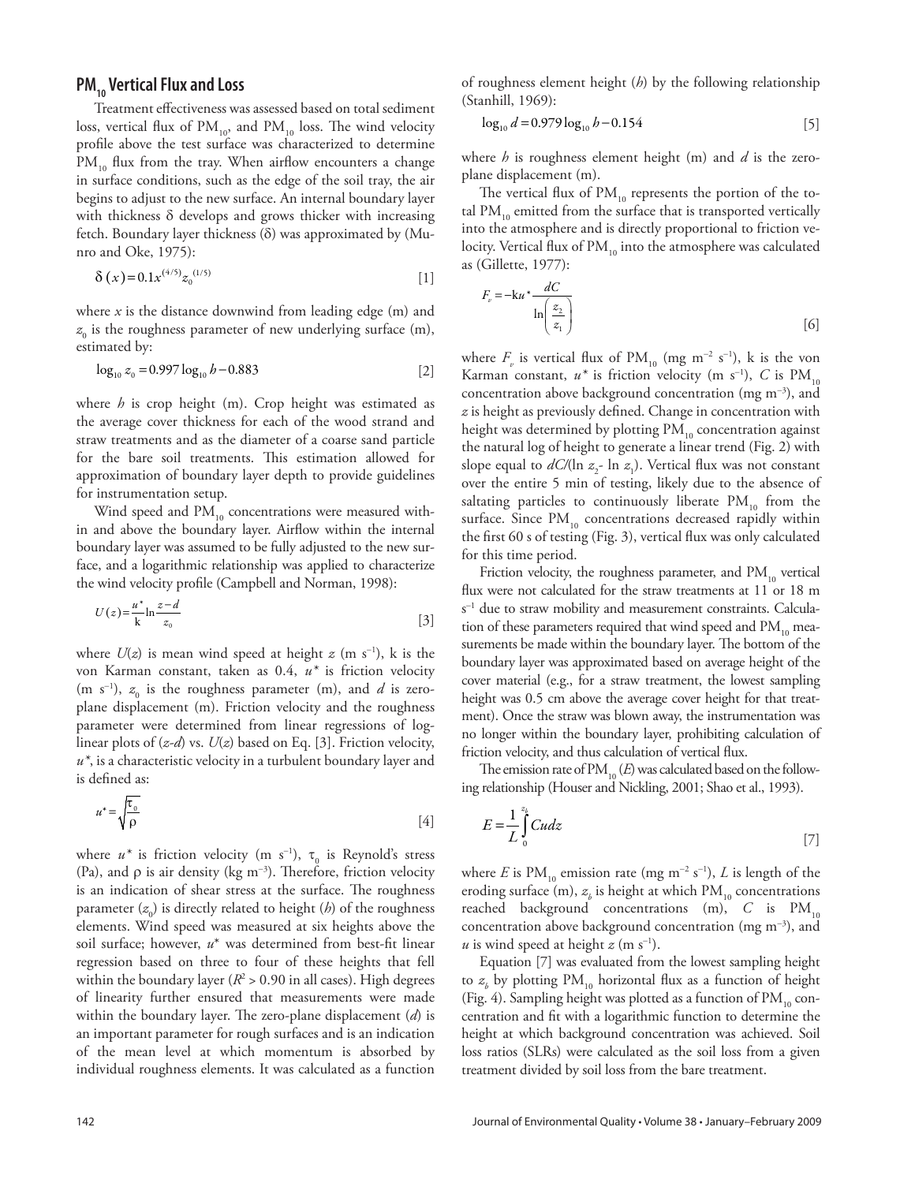## $PM_{10}$ Vertical Flux and Loss

Treatment effectiveness was assessed based on total sediment loss, vertical flux of $PM_{10}$, and $PM_{10}$ loss. The wind velocity profile above the test surface was characterized to determine $PM_{10}$ flux from the tray. When airflow encounters a change in surface conditions, such as the edge of the soil tray, the air begins to adjust to the new surface. An internal boundary layer with thickness δ develops and grows thicker with increasing fetch. Boundary layer thickness (δ) was approximated by (Munro and Oke, 1975):

$$\delta(x) = 0.1x^{(4/5)} z_0^{(1/5)} \quad [1]$$

where $x$ is the distance downwind from leading edge (m) and $z_0$ is the roughness parameter of new underlying surface (m), estimated by:

$$\log_{10} z_0 = 0.997 \log_{10} h - 0.883 \quad [2]$$

where $h$ is crop height (m). Crop height was estimated as the average cover thickness for each of the wood strand and straw treatments and as the diameter of a coarse sand particle for the bare soil treatments. This estimation allowed for approximation of boundary layer depth to provide guidelines for instrumentation setup.

Wind speed and $PM_{10}$ concentrations were measured within and above the boundary layer. Airflow within the internal boundary layer was assumed to be fully adjusted to the new surface, and a logarithmic relationship was applied to characterize the wind velocity profile (Campbell and Norman, 1998):

$$U(z) = \frac{u^*}{\mathrm{k}} \ln \frac{z-d}{z_0} \quad [3]$$

where $U(z)$ is mean wind speed at height $z$ (m s$^{-1}$), k is the von Karman constant, taken as 0.4, $u^*$ is friction velocity (m s$^{-1}$), $z_0$ is the roughness parameter (m), and $d$ is zero-plane displacement (m). Friction velocity and the roughness parameter were determined from linear regressions of log-linear plots of ($z$-$d$) vs. $U(z)$ based on Eq. [3]. Friction velocity, $u^*$, is a characteristic velocity in a turbulent boundary layer and is defined as:

$$u^* = \sqrt{\frac{\tau_0}{\rho}} \quad [4]$$

where $u^*$ is friction velocity (m s$^{-1}$), $\tau_0$ is Reynold's stress (Pa), and ρ is air density (kg m$^{-3}$). Therefore, friction velocity is an indication of shear stress at the surface. The roughness parameter ($z_0$) is directly related to height ($h$) of the roughness elements. Wind speed was measured at six heights above the soil surface; however, $u^*$ was determined from best-fit linear regression based on three to four of these heights that fell within the boundary layer ($R^2 > 0.90$ in all cases). High degrees of linearity further ensured that measurements were made within the boundary layer. The zero-plane displacement ($d$) is an important parameter for rough surfaces and is an indication of the mean level at which momentum is absorbed by individual roughness elements. It was calculated as a function of roughness element height ($h$) by the following relationship (Stanhill, 1969):

$$\log_{10} d = 0.979 \log_{10} h - 0.154 \quad [5]$$

where $h$ is roughness element height (m) and $d$ is the zero-plane displacement (m).

The vertical flux of $PM_{10}$ represents the portion of the total $PM_{10}$ emitted from the surface that is transported vertically into the atmosphere and is directly proportional to friction velocity. Vertical flux of $PM_{10}$ into the atmosphere was calculated as (Gillette, 1977):

$$F_v = -\mathrm{k}u^* \frac{dC}{\ln\left(\frac{z_2}{z_1}\right)} \quad [6]$$

where $F_v$ is vertical flux of $PM_{10}$ (mg m$^{-2}$ s$^{-1}$), k is the von Karman constant, $u^*$ is friction velocity (m s$^{-1}$), $C$ is $PM_{10}$ concentration above background concentration (mg m$^{-3}$), and $z$ is height as previously defined. Change in concentration with height was determined by plotting $PM_{10}$ concentration against the natural log of height to generate a linear trend (Fig. 2) with slope equal to $dC/(\ln z_2 - \ln z_1)$. Vertical flux was not constant over the entire 5 min of testing, likely due to the absence of saltating particles to continuously liberate $PM_{10}$ from the surface. Since $PM_{10}$ concentrations decreased rapidly within the first 60 s of testing (Fig. 3), vertical flux was only calculated for this time period.

Friction velocity, the roughness parameter, and $PM_{10}$ vertical flux were not calculated for the straw treatments at 11 or 18 m s$^{-1}$ due to straw mobility and measurement constraints. Calculation of these parameters required that wind speed and $PM_{10}$ measurements be made within the boundary layer. The bottom of the boundary layer was approximated based on average height of the cover material (e.g., for a straw treatment, the lowest sampling height was 0.5 cm above the average cover height for that treatment). Once the straw was blown away, the instrumentation was no longer within the boundary layer, prohibiting calculation of friction velocity, and thus calculation of vertical flux.

The emission rate of $PM_{10}$ ($E$) was calculated based on the following relationship (Houser and Nickling, 2001; Shao et al., 1993).

$$E = \frac{1}{L} \int_0^{z_b} Cu\,dz \quad [7]$$

where $E$ is $PM_{10}$ emission rate (mg m$^{-2}$ s$^{-1}$), $L$ is length of the eroding surface (m), $z_b$ is height at which $PM_{10}$ concentrations reached background concentrations (m), $C$ is $PM_{10}$ concentration above background concentration (mg m$^{-3}$), and $u$ is wind speed at height $z$ (m s$^{-1}$).

Equation [7] was evaluated from the lowest sampling height to $z_b$ by plotting $PM_{10}$ horizontal flux as a function of height (Fig. 4). Sampling height was plotted as a function of $PM_{10}$ concentration and fit with a logarithmic function to determine the height at which background concentration was achieved. Soil loss ratios (SLRs) were calculated as the soil loss from a given treatment divided by soil loss from the bare treatment.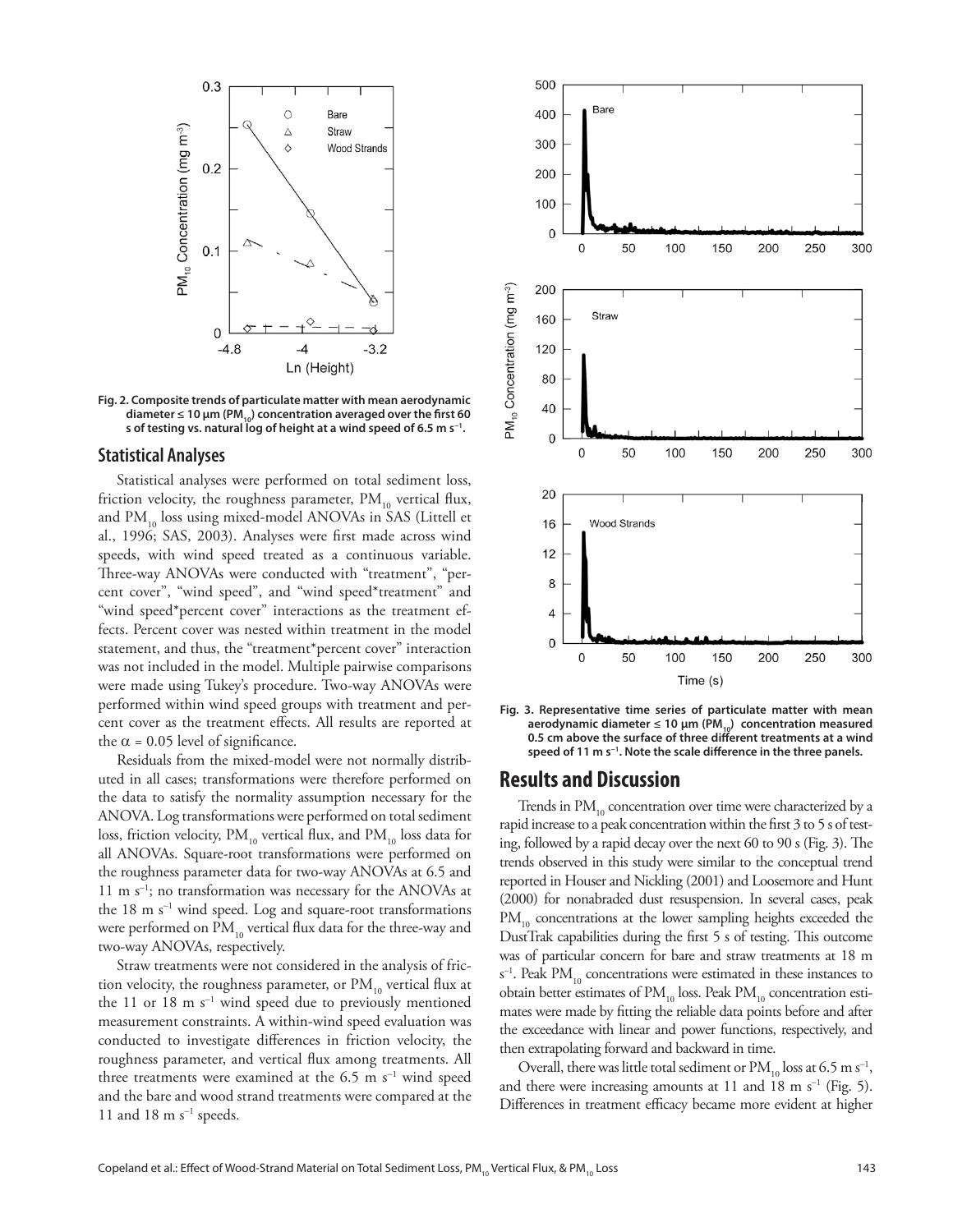Fig. 2. Composite trends of particulate matter with mean aerodynamic diameter ≤ 10 μm ($PM_{10}$) concentration averaged over the first 60 s of testing vs. natural log of height at a wind speed of 6.5 m $s^{-1}$.

## Statistical Analyses

Statistical analyses were performed on total sediment loss, friction velocity, the roughness parameter, $PM_{10}$ vertical flux, and $PM_{10}$ loss using mixed-model ANOVAs in SAS (Littell et al., 1996; SAS, 2003). Analyses were first made across wind speeds, with wind speed treated as a continuous variable. Three-way ANOVAs were conducted with "treatment", "percent cover", "wind speed", and "wind speed*treatment" and "wind speed*percent cover" interactions as the treatment effects. Percent cover was nested within treatment in the model statement, and thus, the "treatment*percent cover" interaction was not included in the model. Multiple pairwise comparisons were made using Tukey's procedure. Two-way ANOVAs were performed within wind speed groups with treatment and percent cover as the treatment effects. All results are reported at the $\alpha = 0.05$ level of significance.

Residuals from the mixed-model were not normally distributed in all cases; transformations were therefore performed on the data to satisfy the normality assumption necessary for the ANOVA. Log transformations were performed on total sediment loss, friction velocity, $PM_{10}$ vertical flux, and $PM_{10}$ loss data for all ANOVAs. Square-root transformations were performed on the roughness parameter data for two-way ANOVAs at 6.5 and 11 m $s^{-1}$; no transformation was necessary for the ANOVAs at the 18 m $s^{-1}$ wind speed. Log and square-root transformations were performed on $PM_{10}$ vertical flux data for the three-way and two-way ANOVAs, respectively.

Straw treatments were not considered in the analysis of friction velocity, the roughness parameter, or $PM_{10}$ vertical flux at the 11 or 18 m $s^{-1}$ wind speed due to previously mentioned measurement constraints. A within-wind speed evaluation was conducted to investigate differences in friction velocity, the roughness parameter, and vertical flux among treatments. All three treatments were examined at the 6.5 m $s^{-1}$ wind speed and the bare and wood strand treatments were compared at the 11 and 18 m $s^{-1}$ speeds.

Fig. 3. Representative time series of particulate matter with mean aerodynamic diameter ≤ 10 μm ($PM_{10}$) concentration measured 0.5 cm above the surface of three different treatments at a wind speed of 11 m $s^{-1}$. Note the scale difference in the three panels.

# Results and Discussion

Trends in $PM_{10}$ concentration over time were characterized by a rapid increase to a peak concentration within the first 3 to 5 s of testing, followed by a rapid decay over the next 60 to 90 s (Fig. 3). The trends observed in this study were similar to the conceptual trend reported in Houser and Nickling (2001) and Loosemore and Hunt (2000) for nonabraded dust resuspension. In several cases, peak $PM_{10}$ concentrations at the lower sampling heights exceeded the DustTrak capabilities during the first 5 s of testing. This outcome was of particular concern for bare and straw treatments at 18 m $s^{-1}$. Peak $PM_{10}$ concentrations were estimated in these instances to obtain better estimates of $PM_{10}$ loss. Peak $PM_{10}$ concentration estimates were made by fitting the reliable data points before and after the exceedance with linear and power functions, respectively, and then extrapolating forward and backward in time.

Overall, there was little total sediment or $PM_{10}$ loss at 6.5 m $s^{-1}$, and there were increasing amounts at 11 and 18 m $s^{-1}$ (Fig. 5). Differences in treatment efficacy became more evident at higher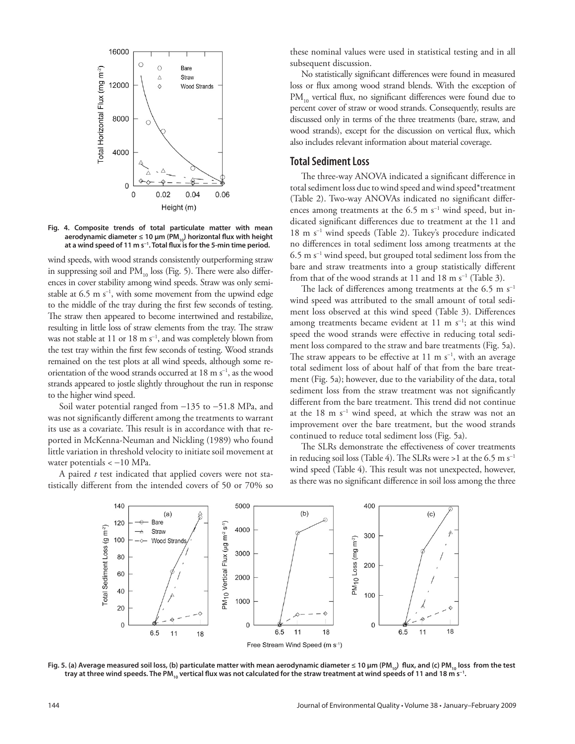Fig. 4. Composite trends of total particulate matter with mean aerodynamic diameter ≤ 10 μm ($PM_{10}$) horizontal flux with height at a wind speed of 11 m $s^{-1}$. Total flux is for the 5-min time period.

wind speeds, with wood strands consistently outperforming straw in suppressing soil and $PM_{10}$ loss (Fig. 5). There were also differences in cover stability among wind speeds. Straw was only semi-stable at 6.5 m $s^{-1}$, with some movement from the upwind edge to the middle of the tray during the first few seconds of testing. The straw then appeared to become intertwined and restabilize, resulting in little loss of straw elements from the tray. The straw was not stable at 11 or 18 m $s^{-1}$, and was completely blown from the test tray within the first few seconds of testing. Wood strands remained on the test plots at all wind speeds, although some reorientation of the wood strands occurred at 18 m $s^{-1}$, as the wood strands appeared to jostle slightly throughout the run in response to the higher wind speed.

Soil water potential ranged from −135 to −51.8 MPa, and was not significantly different among the treatments to warrant its use as a covariate. This result is in accordance with that reported in McKenna-Neuman and Nickling (1989) who found little variation in threshold velocity to initiate soil movement at water potentials < −10 MPa.

A paired *t* test indicated that applied covers were not statistically different from the intended covers of 50 or 70% so these nominal values were used in statistical testing and in all subsequent discussion.

No statistically significant differences were found in measured loss or flux among wood strand blends. With the exception of $PM_{10}$ vertical flux, no significant differences were found due to percent cover of straw or wood strands. Consequently, results are discussed only in terms of the three treatments (bare, straw, and wood strands), except for the discussion on vertical flux, which also includes relevant information about material coverage.

## Total Sediment Loss

The three-way ANOVA indicated a significant difference in total sediment loss due to wind speed and wind speed*treatment (Table 2). Two-way ANOVAs indicated no significant differences among treatments at the 6.5 m $s^{-1}$ wind speed, but indicated significant differences due to treatment at the 11 and 18 m $s^{-1}$ wind speeds (Table 2). Tukey's procedure indicated no differences in total sediment loss among treatments at the 6.5 m $s^{-1}$ wind speed, but grouped total sediment loss from the bare and straw treatments into a group statistically different from that of the wood strands at 11 and 18 m $s^{-1}$ (Table 3).

The lack of differences among treatments at the 6.5 m $s^{-1}$ wind speed was attributed to the small amount of total sediment loss observed at this wind speed (Table 3). Differences among treatments became evident at 11 m $s^{-1}$; at this wind speed the wood strands were effective in reducing total sediment loss compared to the straw and bare treatments (Fig. 5a). The straw appears to be effective at 11 m $s^{-1}$, with an average total sediment loss of about half of that from the bare treatment (Fig. 5a); however, due to the variability of the data, total sediment loss from the straw treatment was not significantly different from the bare treatment. This trend did not continue at the 18 m $s^{-1}$ wind speed, at which the straw was not an improvement over the bare treatment, but the wood strands continued to reduce total sediment loss (Fig. 5a).

The SLRs demonstrate the effectiveness of cover treatments in reducing soil loss (Table 4). The SLRs were >1 at the 6.5 m $s^{-1}$ wind speed (Table 4). This result was not unexpected, however, as there was no significant difference in soil loss among the three

Fig. 5. (a) Average measured soil loss, (b) particulate matter with mean aerodynamic diameter ≤ 10 μm ($PM_{10}$) flux, and (c) $PM_{10}$ loss from the test tray at three wind speeds. The $PM_{10}$ vertical flux was not calculated for the straw treatment at wind speeds of 11 and 18 m $s^{-1}$.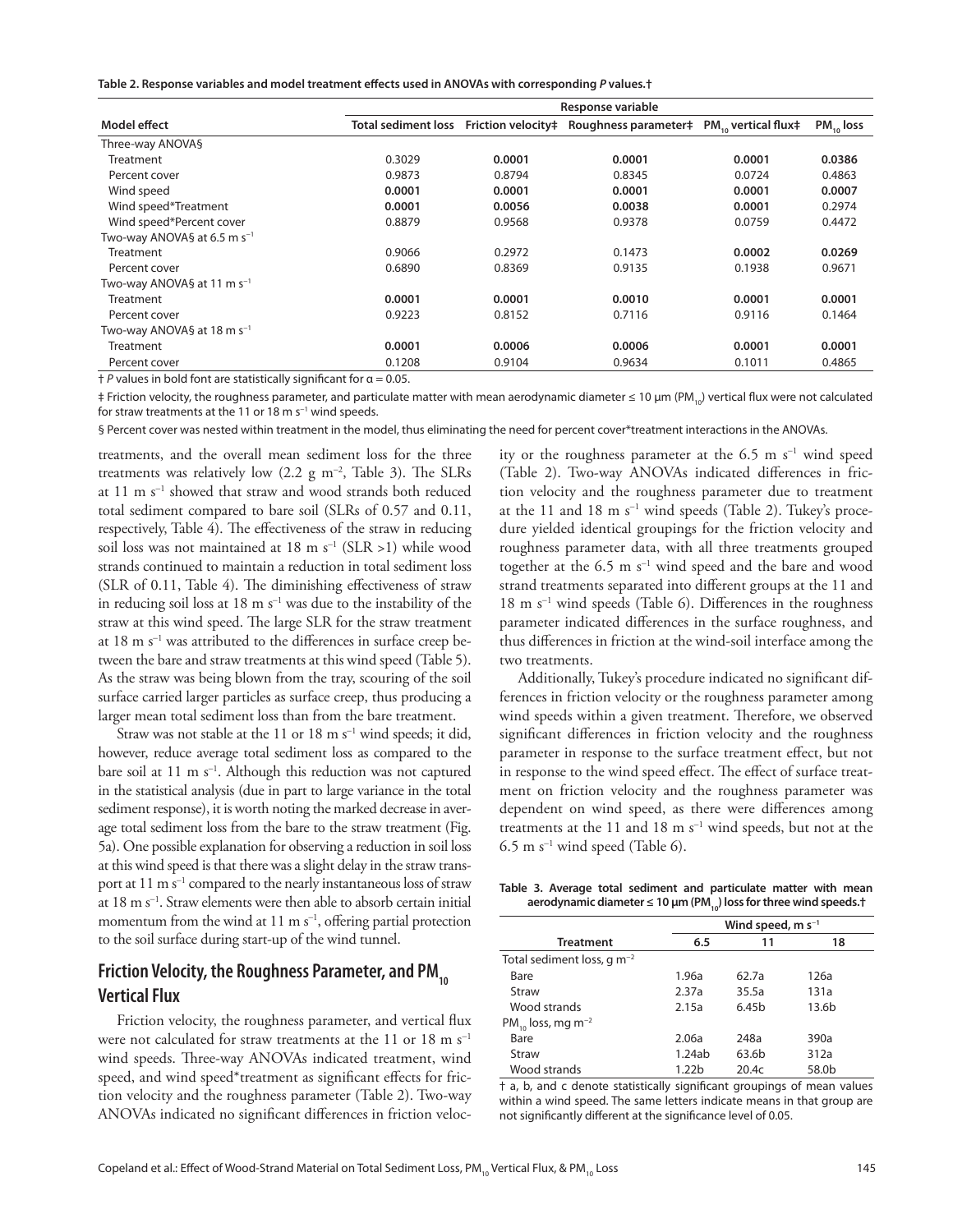**Table 2. Response variables and model treatment effects used in ANOVAs with corresponding *P* values.†**

| Model effect | Response variable | | | | |
|---|---|---|---|---|---|
| | Total sediment loss | Friction velocity‡ | Roughness parameter‡ | $PM_{10}$ vertical flux‡ | $PM_{10}$ loss |
| Three-way ANOVA§ | | | | | |
| Treatment | 0.3029 | **0.0001** | **0.0001** | **0.0001** | **0.0386** |
| Percent cover | 0.9873 | 0.8794 | 0.8345 | 0.0724 | 0.4863 |
| Wind speed | **0.0001** | **0.0001** | **0.0001** | **0.0001** | **0.0007** |
| Wind speed*Treatment | **0.0001** | **0.0056** | **0.0038** | **0.0001** | 0.2974 |
| Wind speed*Percent cover | 0.8879 | 0.9568 | 0.9378 | 0.0759 | 0.4472 |
| Two-way ANOVA§ at 6.5 m $s^{-1}$ | | | | | |
| Treatment | 0.9066 | 0.2972 | 0.1473 | **0.0002** | **0.0269** |
| Percent cover | 0.6890 | 0.8369 | 0.9135 | 0.1938 | 0.9671 |
| Two-way ANOVA§ at 11 m $s^{-1}$ | | | | | |
| Treatment | **0.0001** | **0.0001** | **0.0010** | **0.0001** | **0.0001** |
| Percent cover | 0.9223 | 0.8152 | 0.7116 | 0.9116 | 0.1464 |
| Two-way ANOVA§ at 18 m $s^{-1}$ | | | | | |
| Treatment | **0.0001** | **0.0006** | **0.0006** | **0.0001** | **0.0001** |
| Percent cover | 0.1208 | 0.9104 | 0.9634 | 0.1011 | 0.4865 |

† *P* values in bold font are statistically significant for α = 0.05.

‡ Friction velocity, the roughness parameter, and particulate matter with mean aerodynamic diameter ≤ 10 μm ($PM_{10}$) vertical flux were not calculated for straw treatments at the 11 or 18 m $s^{-1}$ wind speeds.

§ Percent cover was nested within treatment in the model, thus eliminating the need for percent cover*treatment interactions in the ANOVAs.

treatments, and the overall mean sediment loss for the three treatments was relatively low (2.2 g $m^{-2}$, Table 3). The SLRs at 11 m $s^{-1}$ showed that straw and wood strands both reduced total sediment compared to bare soil (SLRs of 0.57 and 0.11, respectively, Table 4). The effectiveness of the straw in reducing soil loss was not maintained at 18 m $s^{-1}$ (SLR >1) while wood strands continued to maintain a reduction in total sediment loss (SLR of 0.11, Table 4). The diminishing effectiveness of straw in reducing soil loss at 18 m $s^{-1}$ was due to the instability of the straw at this wind speed. The large SLR for the straw treatment at 18 m $s^{-1}$ was attributed to the differences in surface creep between the bare and straw treatments at this wind speed (Table 5). As the straw was being blown from the tray, scouring of the soil surface carried larger particles as surface creep, thus producing a larger mean total sediment loss than from the bare treatment.

Straw was not stable at the 11 or 18 m $s^{-1}$ wind speeds; it did, however, reduce average total sediment loss as compared to the bare soil at 11 m $s^{-1}$. Although this reduction was not captured in the statistical analysis (due in part to large variance in the total sediment response), it is worth noting the marked decrease in average total sediment loss from the bare to the straw treatment (Fig. 5a). One possible explanation for observing a reduction in soil loss at this wind speed is that there was a slight delay in the straw transport at 11 m $s^{-1}$ compared to the nearly instantaneous loss of straw at 18 m $s^{-1}$. Straw elements were then able to absorb certain initial momentum from the wind at 11 m $s^{-1}$, offering partial protection to the soil surface during start-up of the wind tunnel.

## Friction Velocity, the Roughness Parameter, and $PM_{10}$ Vertical Flux

Friction velocity, the roughness parameter, and vertical flux were not calculated for straw treatments at the 11 or 18 m $s^{-1}$ wind speeds. Three-way ANOVAs indicated treatment, wind speed, and wind speed*treatment as significant effects for friction velocity and the roughness parameter (Table 2). Two-way ANOVAs indicated no significant differences in friction velocity or the roughness parameter at the 6.5 m $s^{-1}$ wind speed (Table 2). Two-way ANOVAs indicated differences in friction velocity and the roughness parameter due to treatment at the 11 and 18 m $s^{-1}$ wind speeds (Table 2). Tukey's procedure yielded identical groupings for the friction velocity and roughness parameter data, with all three treatments grouped together at the 6.5 m $s^{-1}$ wind speed and the bare and wood strand treatments separated into different groups at the 11 and 18 m $s^{-1}$ wind speeds (Table 6). Differences in the roughness parameter indicated differences in the surface roughness, and thus differences in friction at the wind-soil interface among the two treatments.

Additionally, Tukey's procedure indicated no significant differences in friction velocity or the roughness parameter among wind speeds within a given treatment. Therefore, we observed significant differences in friction velocity and the roughness parameter in response to the surface treatment effect, but not in response to the wind speed effect. The effect of surface treatment on friction velocity and the roughness parameter was dependent on wind speed, as there were differences among treatments at the 11 and 18 m $s^{-1}$ wind speeds, but not at the 6.5 m $s^{-1}$ wind speed (Table 6).

**Table 3. Average total sediment and particulate matter with mean aerodynamic diameter ≤ 10 μm ($PM_{10}$) loss for three wind speeds.†**

| Treatment | Wind speed, m $s^{-1}$ | | |
|---|---|---|---|
| | 6.5 | 11 | 18 |
| Total sediment loss, g $m^{-2}$ | | | |
| Bare | 1.96a | 62.7a | 126a |
| Straw | 2.37a | 35.5a | 131a |
| Wood strands | 2.15a | 6.45b | 13.6b |
| $PM_{10}$ loss, mg $m^{-2}$ | | | |
| Bare | 2.06a | 248a | 390a |
| Straw | 1.24ab | 63.6b | 312a |
| Wood strands | 1.22b | 20.4c | 58.0b |

† a, b, and c denote statistically significant groupings of mean values within a wind speed. The same letters indicate means in that group are not significantly different at the significance level of 0.05.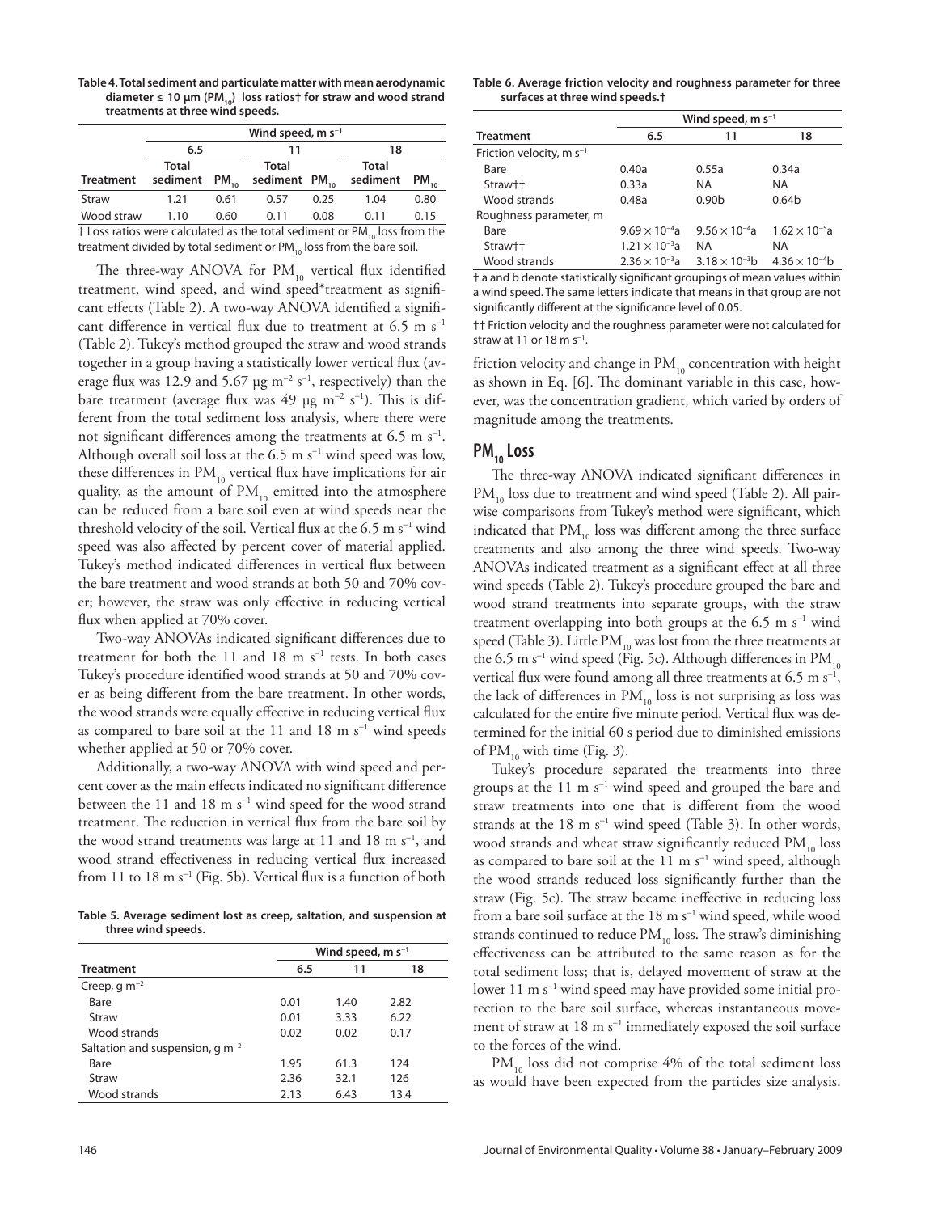**Table 4. Total sediment and particulate matter with mean aerodynamic diameter ≤ 10 µm ($PM_{10}$) loss ratios† for straw and wood strand treatments at three wind speeds.**

| | Wind speed, m $s^{-1}$ | | | | | |
|---|---|---|---|---|---|---|
| | 6.5 | | 11 | | 18 | |
| Treatment | Total sediment | $PM_{10}$ | Total sediment | $PM_{10}$ | Total sediment | $PM_{10}$ |
| Straw | 1.21 | 0.61 | 0.57 | 0.25 | 1.04 | 0.80 |
| Wood straw | 1.10 | 0.60 | 0.11 | 0.08 | 0.11 | 0.15 |

† Loss ratios were calculated as the total sediment or $PM_{10}$ loss from the treatment divided by total sediment or $PM_{10}$ loss from the bare soil.

The three-way ANOVA for $PM_{10}$ vertical flux identified treatment, wind speed, and wind speed*treatment as significant effects (Table 2). A two-way ANOVA identified a significant difference in vertical flux due to treatment at 6.5 m $s^{-1}$ (Table 2). Tukey's method grouped the straw and wood strands together in a group having a statistically lower vertical flux (average flux was 12.9 and 5.67 µg $m^{-2}$ $s^{-1}$, respectively) than the bare treatment (average flux was 49 µg $m^{-2}$ $s^{-1}$). This is different from the total sediment loss analysis, where there were not significant differences among the treatments at 6.5 m $s^{-1}$. Although overall soil loss at the 6.5 m $s^{-1}$ wind speed was low, these differences in $PM_{10}$ vertical flux have implications for air quality, as the amount of $PM_{10}$ emitted into the atmosphere can be reduced from a bare soil even at wind speeds near the threshold velocity of the soil. Vertical flux at the 6.5 m $s^{-1}$ wind speed was also affected by percent cover of material applied. Tukey's method indicated differences in vertical flux between the bare treatment and wood strands at both 50 and 70% cover; however, the straw was only effective in reducing vertical flux when applied at 70% cover.

Two-way ANOVAs indicated significant differences due to treatment for both the 11 and 18 m $s^{-1}$ tests. In both cases Tukey's procedure identified wood strands at 50 and 70% cover as being different from the bare treatment. In other words, the wood strands were equally effective in reducing vertical flux as compared to bare soil at the 11 and 18 m $s^{-1}$ wind speeds whether applied at 50 or 70% cover.

Additionally, a two-way ANOVA with wind speed and percent cover as the main effects indicated no significant difference between the 11 and 18 m $s^{-1}$ wind speed for the wood strand treatment. The reduction in vertical flux from the bare soil by the wood strand treatments was large at 11 and 18 m $s^{-1}$, and wood strand effectiveness in reducing vertical flux increased from 11 to 18 m $s^{-1}$ (Fig. 5b). Vertical flux is a function of both friction velocity and change in $PM_{10}$ concentration with height as shown in Eq. [6]. The dominant variable in this case, however, was the concentration gradient, which varied by orders of magnitude among the treatments.

**Table 5. Average sediment lost as creep, saltation, and suspension at three wind speeds.**

| | Wind speed, m $s^{-1}$ | | |
|---|---|---|---|
| Treatment | 6.5 | 11 | 18 |
| Creep, g $m^{-2}$ | | | |
| Bare | 0.01 | 1.40 | 2.82 |
| Straw | 0.01 | 3.33 | 6.22 |
| Wood strands | 0.02 | 0.02 | 0.17 |
| Saltation and suspension, g $m^{-2}$ | | | |
| Bare | 1.95 | 61.3 | 124 |
| Straw | 2.36 | 32.1 | 126 |
| Wood strands | 2.13 | 6.43 | 13.4 |

**Table 6. Average friction velocity and roughness parameter for three surfaces at three wind speeds.†**

| | Wind speed, m $s^{-1}$ | | |
|---|---|---|---|
| Treatment | 6.5 | 11 | 18 |
| Friction velocity, m $s^{-1}$ | | | |
| Bare | 0.40a | 0.55a | 0.34a |
| Straw†† | 0.33a | NA | NA |
| Wood strands | 0.48a | 0.90b | 0.64b |
| Roughness parameter, m | | | |
| Bare | $9.69 \times 10^{-4}$a | $9.56 \times 10^{-4}$a | $1.62 \times 10^{-5}$a |
| Straw†† | $1.21 \times 10^{-3}$a | NA | NA |
| Wood strands | $2.36 \times 10^{-3}$a | $3.18 \times 10^{-3}$b | $4.36 \times 10^{-4}$b |

† a and b denote statistically significant groupings of mean values within a wind speed. The same letters indicate that means in that group are not significantly different at the significance level of 0.05.

†† Friction velocity and the roughness parameter were not calculated for straw at 11 or 18 m $s^{-1}$.

## $PM_{10}$ Loss

The three-way ANOVA indicated significant differences in $PM_{10}$ loss due to treatment and wind speed (Table 2). All pairwise comparisons from Tukey's method were significant, which indicated that $PM_{10}$ loss was different among the three surface treatments and also among the three wind speeds. Two-way ANOVAs indicated treatment as a significant effect at all three wind speeds (Table 2). Tukey's procedure grouped the bare and wood strand treatments into separate groups, with the straw treatment overlapping into both groups at the 6.5 m $s^{-1}$ wind speed (Table 3). Little $PM_{10}$ was lost from the three treatments at the 6.5 m $s^{-1}$ wind speed (Fig. 5c). Although differences in $PM_{10}$ vertical flux were found among all three treatments at 6.5 m $s^{-1}$, the lack of differences in $PM_{10}$ loss is not surprising as loss was calculated for the entire five minute period. Vertical flux was determined for the initial 60 s period due to diminished emissions of $PM_{10}$ with time (Fig. 3).

Tukey's procedure separated the treatments into three groups at the 11 m $s^{-1}$ wind speed and grouped the bare and straw treatments into one that is different from the wood strands at the 18 m $s^{-1}$ wind speed (Table 3). In other words, wood strands and wheat straw significantly reduced $PM_{10}$ loss as compared to bare soil at the 11 m $s^{-1}$ wind speed, although the wood strands reduced loss significantly further than the straw (Fig. 5c). The straw became ineffective in reducing loss from a bare soil surface at the 18 m $s^{-1}$ wind speed, while wood strands continued to reduce $PM_{10}$ loss. The straw's diminishing effectiveness can be attributed to the same reason as for the total sediment loss; that is, delayed movement of straw at the lower 11 m $s^{-1}$ wind speed may have provided some initial protection to the bare soil surface, whereas instantaneous movement of straw at 18 m $s^{-1}$ immediately exposed the soil surface to the forces of the wind.

$PM_{10}$ loss did not comprise 4% of the total sediment loss as would have been expected from the particles size analysis.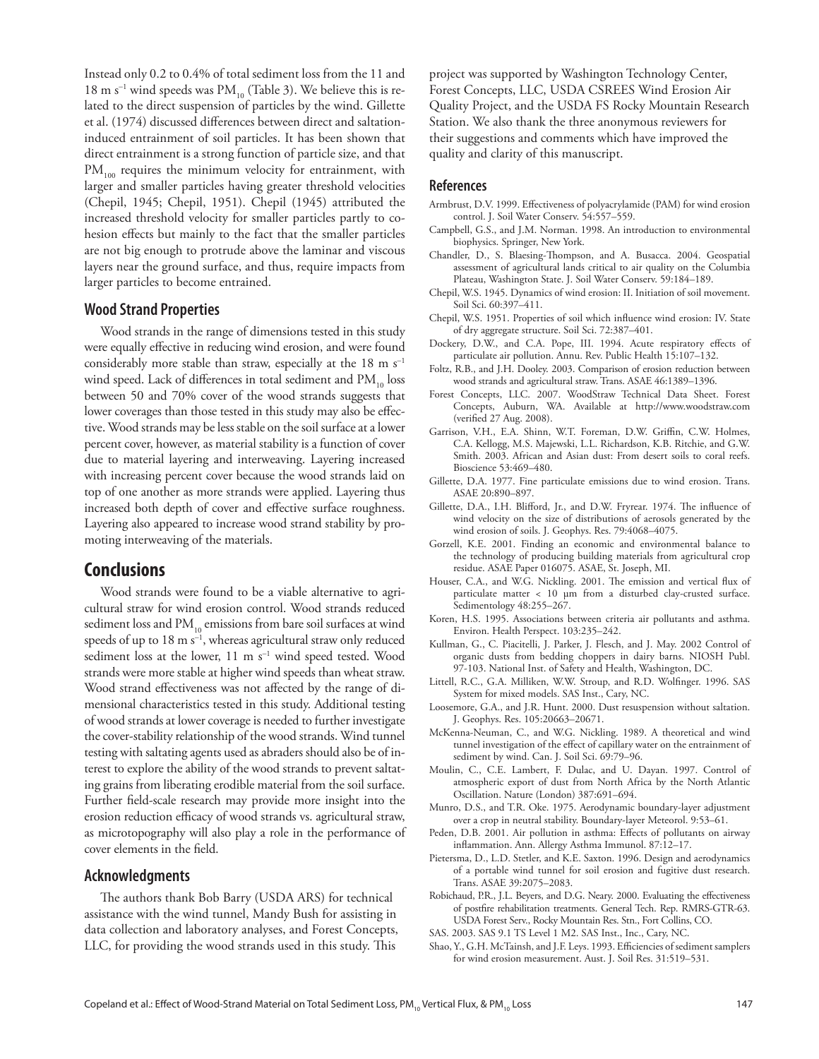Instead only 0.2 to 0.4% of total sediment loss from the 11 and 18 m $s^{-1}$ wind speeds was $PM_{10}$ (Table 3). We believe this is related to the direct suspension of particles by the wind. Gillette et al. (1974) discussed differences between direct and saltation-induced entrainment of soil particles. It has been shown that direct entrainment is a strong function of particle size, and that $PM_{100}$ requires the minimum velocity for entrainment, with larger and smaller particles having greater threshold velocities (Chepil, 1945; Chepil, 1951). Chepil (1945) attributed the increased threshold velocity for smaller particles partly to cohesion effects but mainly to the fact that the smaller particles are not big enough to protrude above the laminar and viscous layers near the ground surface, and thus, require impacts from larger particles to become entrained.

### Wood Strand Properties

Wood strands in the range of dimensions tested in this study were equally effective in reducing wind erosion, and were found considerably more stable than straw, especially at the 18 m $s^{-1}$ wind speed. Lack of differences in total sediment and $PM_{10}$ loss between 50 and 70% cover of the wood strands suggests that lower coverages than those tested in this study may also be effective. Wood strands may be less stable on the soil surface at a lower percent cover, however, as material stability is a function of cover due to material layering and interweaving. Layering increased with increasing percent cover because the wood strands laid on top of one another as more strands were applied. Layering thus increased both depth of cover and effective surface roughness. Layering also appeared to increase wood strand stability by promoting interweaving of the materials.

## Conclusions

Wood strands were found to be a viable alternative to agricultural straw for wind erosion control. Wood strands reduced sediment loss and $PM_{10}$ emissions from bare soil surfaces at wind speeds of up to 18 m $s^{-1}$, whereas agricultural straw only reduced sediment loss at the lower, 11 m $s^{-1}$ wind speed tested. Wood strands were more stable at higher wind speeds than wheat straw. Wood strand effectiveness was not affected by the range of dimensional characteristics tested in this study. Additional testing of wood strands at lower coverage is needed to further investigate the cover-stability relationship of the wood strands. Wind tunnel testing with saltating agents used as abraders should also be of interest to explore the ability of the wood strands to prevent saltating grains from liberating erodible material from the soil surface. Further field-scale research may provide more insight into the erosion reduction efficacy of wood strands vs. agricultural straw, as microtopography will also play a role in the performance of cover elements in the field.

### Acknowledgments

The authors thank Bob Barry (USDA ARS) for technical assistance with the wind tunnel, Mandy Bush for assisting in data collection and laboratory analyses, and Forest Concepts, LLC, for providing the wood strands used in this study. This project was supported by Washington Technology Center, Forest Concepts, LLC, USDA CSREES Wind Erosion Air Quality Project, and the USDA FS Rocky Mountain Research Station. We also thank the three anonymous reviewers for their suggestions and comments which have improved the quality and clarity of this manuscript.

### References

Armbrust, D.V. 1999. Effectiveness of polyacrylamide (PAM) for wind erosion control. J. Soil Water Conserv. 54:557–559.

Campbell, G.S., and J.M. Norman. 1998. An introduction to environmental biophysics. Springer, New York.

Chandler, D., S. Blaesing-Thompson, and A. Busacca. 2004. Geospatial assessment of agricultural lands critical to air quality on the Columbia Plateau, Washington State. J. Soil Water Conserv. 59:184–189.

Chepil, W.S. 1945. Dynamics of wind erosion: II. Initiation of soil movement. Soil Sci. 60:397–411.

Chepil, W.S. 1951. Properties of soil which influence wind erosion: IV. State of dry aggregate structure. Soil Sci. 72:387–401.

Dockery, D.W., and C.A. Pope, III. 1994. Acute respiratory effects of particulate air pollution. Annu. Rev. Public Health 15:107–132.

Foltz, R.B., and J.H. Dooley. 2003. Comparison of erosion reduction between wood strands and agricultural straw. Trans. ASAE 46:1389–1396.

Forest Concepts, LLC. 2007. WoodStraw Technical Data Sheet. Forest Concepts, Auburn, WA. Available at http://www.woodstraw.com (verified 27 Aug. 2008).

Garrison, V.H., E.A. Shinn, W.T. Foreman, D.W. Griffin, C.W. Holmes, C.A. Kellogg, M.S. Majewski, L.L. Richardson, K.B. Ritchie, and G.W. Smith. 2003. African and Asian dust: From desert soils to coral reefs. Bioscience 53:469–480.

Gillette, D.A. 1977. Fine particulate emissions due to wind erosion. Trans. ASAE 20:890–897.

Gillette, D.A., I.H. Blifford, Jr., and D.W. Fryrear. 1974. The influence of wind velocity on the size of distributions of aerosols generated by the wind erosion of soils. J. Geophys. Res. 79:4068–4075.

Gorzell, K.E. 2001. Finding an economic and environmental balance to the technology of producing building materials from agricultural crop residue. ASAE Paper 016075. ASAE, St. Joseph, MI.

Houser, C.A., and W.G. Nickling. 2001. The emission and vertical flux of particulate matter < 10 μm from a disturbed clay-crusted surface. Sedimentology 48:255–267.

Koren, H.S. 1995. Associations between criteria air pollutants and asthma. Environ. Health Perspect. 103:235–242.

Kullman, G., C. Piacitelli, J. Parker, J. Flesch, and J. May. 2002 Control of organic dusts from bedding choppers in dairy barns. NIOSH Publ. 97-103. National Inst. of Safety and Health, Washington, DC.

Littell, R.C., G.A. Milliken, W.W. Stroup, and R.D. Wolfinger. 1996. SAS System for mixed models. SAS Inst., Cary, NC.

Loosemore, G.A., and J.R. Hunt. 2000. Dust resuspension without saltation. J. Geophys. Res. 105:20663–20671.

McKenna-Neuman, C., and W.G. Nickling. 1989. A theoretical and wind tunnel investigation of the effect of capillary water on the entrainment of sediment by wind. Can. J. Soil Sci. 69:79–96.

Moulin, C., C.E. Lambert, F. Dulac, and U. Dayan. 1997. Control of atmospheric export of dust from North Africa by the North Atlantic Oscillation. Nature (London) 387:691–694.

Munro, D.S., and T.R. Oke. 1975. Aerodynamic boundary-layer adjustment over a crop in neutral stability. Boundary-layer Meteorol. 9:53–61.

Peden, D.B. 2001. Air pollution in asthma: Effects of pollutants on airway inflammation. Ann. Allergy Asthma Immunol. 87:12–17.

Pietersma, D., L.D. Stetler, and K.E. Saxton. 1996. Design and aerodynamics of a portable wind tunnel for soil erosion and fugitive dust research. Trans. ASAE 39:2075–2083.

Robichaud, P.R., J.L. Beyers, and D.G. Neary. 2000. Evaluating the effectiveness of postfire rehabilitation treatments. General Tech. Rep. RMRS-GTR-63. USDA Forest Serv., Rocky Mountain Res. Stn., Fort Collins, CO.

SAS. 2003. SAS 9.1 TS Level 1 M2. SAS Inst., Inc., Cary, NC.

Shao, Y., G.H. McTainsh, and J.F. Leys. 1993. Efficiencies of sediment samplers for wind erosion measurement. Aust. J. Soil Res. 31:519–531.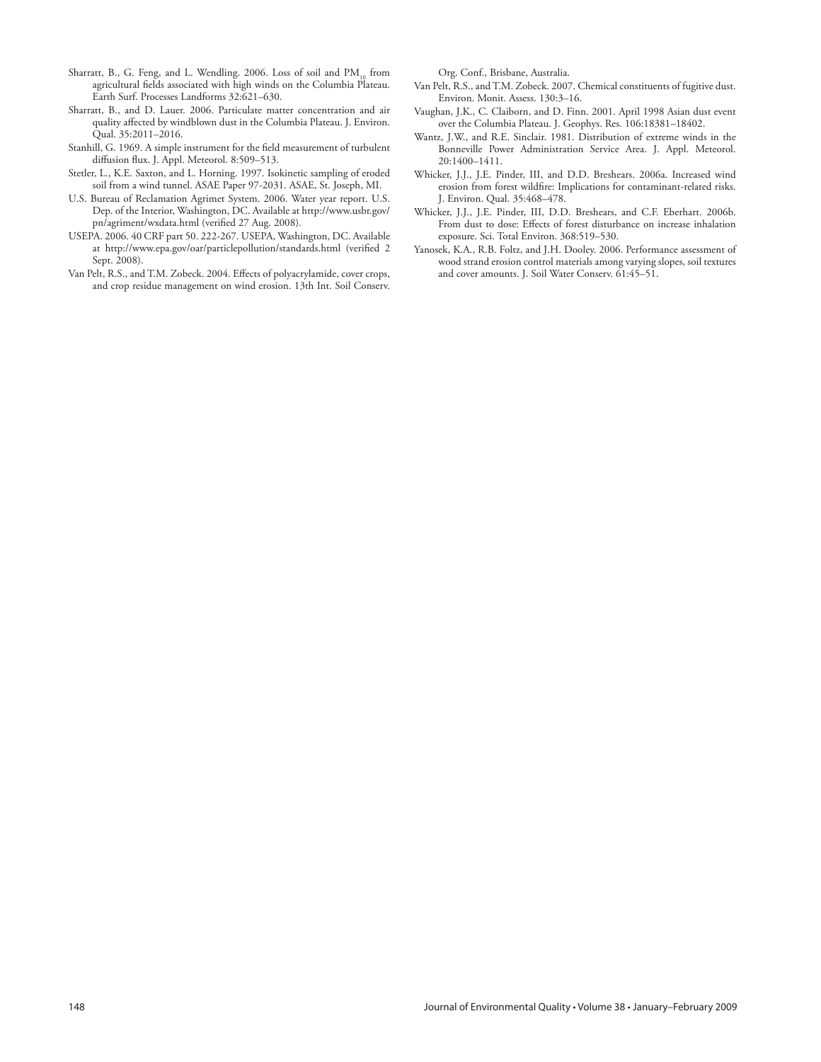Sharratt, B., G. Feng, and L. Wendling. 2006. Loss of soil and $PM_{10}$ from agricultural fields associated with high winds on the Columbia Plateau. Earth Surf. Processes Landforms 32:621–630.

Sharratt, B., and D. Lauer. 2006. Particulate matter concentration and air quality affected by windblown dust in the Columbia Plateau. J. Environ. Qual. 35:2011–2016.

Stanhill, G. 1969. A simple instrument for the field measurement of turbulent diffusion flux. J. Appl. Meteorol. 8:509–513.

Stetler, L., K.E. Saxton, and L. Horning. 1997. Isokinetic sampling of eroded soil from a wind tunnel. ASAE Paper 97-2031. ASAE, St. Joseph, MI.

U.S. Bureau of Reclamation Agrimet System. 2006. Water year report. U.S. Dep. of the Interior, Washington, DC. Available at http://www.usbr.gov/pn/agriment/wxdata.html (verified 27 Aug. 2008).

USEPA. 2006. 40 CRF part 50. 222-267. USEPA, Washington, DC. Available at http://www.epa.gov/oar/particlepollution/standards.html (verified 2 Sept. 2008).

Van Pelt, R.S., and T.M. Zobeck. 2004. Effects of polyacrylamide, cover crops, and crop residue management on wind erosion. 13th Int. Soil Conserv. Org. Conf., Brisbane, Australia.

Van Pelt, R.S., and T.M. Zobeck. 2007. Chemical constituents of fugitive dust. Environ. Monit. Assess. 130:3–16.

Vaughan, J.K., C. Claiborn, and D. Finn. 2001. April 1998 Asian dust event over the Columbia Plateau. J. Geophys. Res. 106:18381–18402.

Wantz, J.W., and R.E. Sinclair. 1981. Distribution of extreme winds in the Bonneville Power Administration Service Area. J. Appl. Meteorol. 20:1400–1411.

Whicker, J.J., J.E. Pinder, III, and D.D. Breshears. 2006a. Increased wind erosion from forest wildfire: Implications for contaminant-related risks. J. Environ. Qual. 35:468–478.

Whicker, J.J., J.E. Pinder, III, D.D. Breshears, and C.F. Eberhart. 2006b. From dust to dose: Effects of forest disturbance on increase inhalation exposure. Sci. Total Environ. 368:519–530.

Yanosek, K.A., R.B. Foltz, and J.H. Dooley. 2006. Performance assessment of wood strand erosion control materials among varying slopes, soil textures and cover amounts. J. Soil Water Conserv. 61:45–51.